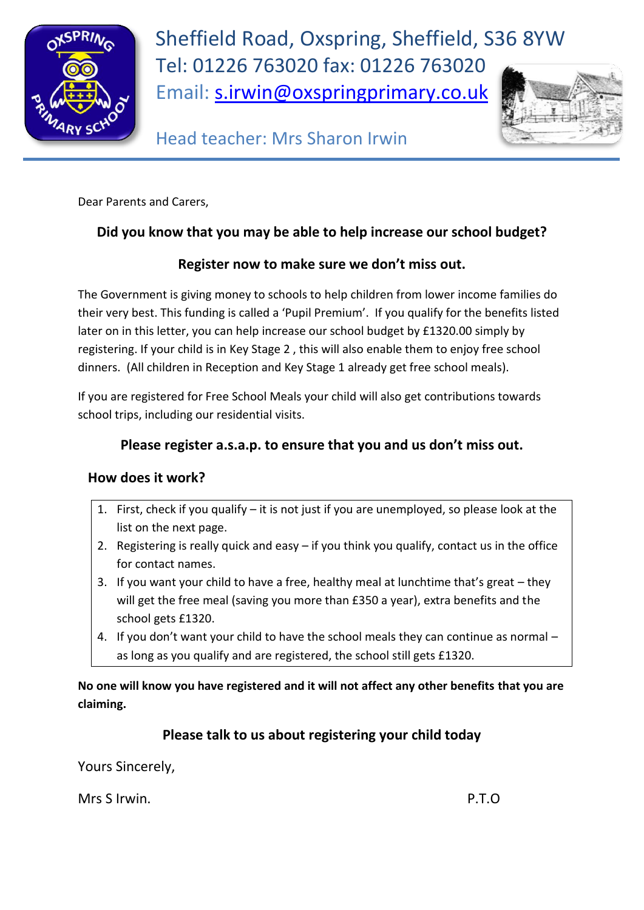Sheffield Road, Oxspring, Sheffield, S36 8YW
Tel: 01226 763020 fax: 01226 763020
Email: s.irwin@oxspringprimary.co.uk

Head teacher: Mrs Sharon Irwin

Dear Parents and Carers,

**Did you know that you may be able to help increase our school budget?**

**Register now to make sure we don't miss out.**

The Government is giving money to schools to help children from lower income families do their very best. This funding is called a 'Pupil Premium'. If you qualify for the benefits listed later on in this letter, you can help increase our school budget by £1320.00 simply by registering. If your child is in Key Stage 2 , this will also enable them to enjoy free school dinners. (All children in Reception and Key Stage 1 already get free school meals).

If you are registered for Free School Meals your child will also get contributions towards school trips, including our residential visits.

**Please register a.s.a.p. to ensure that you and us don't miss out.**

**How does it work?**

1. First, check if you qualify – it is not just if you are unemployed, so please look at the list on the next page.
2. Registering is really quick and easy – if you think you qualify, contact us in the office for contact names.
3. If you want your child to have a free, healthy meal at lunchtime that's great – they will get the free meal (saving you more than £350 a year), extra benefits and the school gets £1320.
4. If you don't want your child to have the school meals they can continue as normal – as long as you qualify and are registered, the school still gets £1320.

**No one will know you have registered and it will not affect any other benefits that you are claiming.**

**Please talk to us about registering your child today**

Yours Sincerely,

Mrs S Irwin.

P.T.O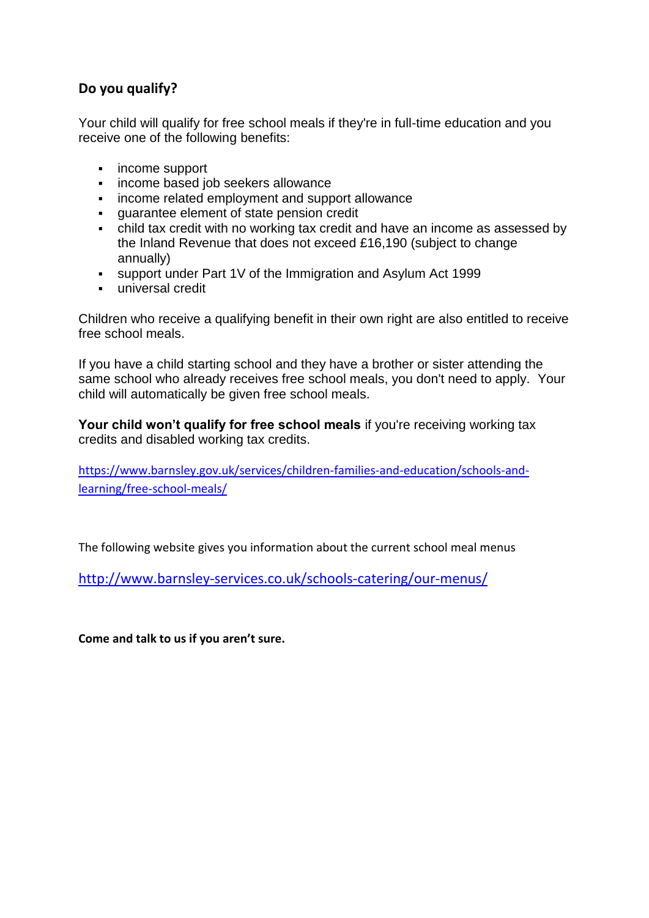## Do you qualify?

Your child will qualify for free school meals if they're in full-time education and you receive one of the following benefits:

- income support
- income based job seekers allowance
- income related employment and support allowance
- guarantee element of state pension credit
- child tax credit with no working tax credit and have an income as assessed by the Inland Revenue that does not exceed £16,190 (subject to change annually)
- support under Part 1V of the Immigration and Asylum Act 1999
- universal credit

Children who receive a qualifying benefit in their own right are also entitled to receive free school meals.

If you have a child starting school and they have a brother or sister attending the same school who already receives free school meals, you don't need to apply. Your child will automatically be given free school meals.

**Your child won't qualify for free school meals** if you're receiving working tax credits and disabled working tax credits.

https://www.barnsley.gov.uk/services/children-families-and-education/schools-and-learning/free-school-meals/

The following website gives you information about the current school meal menus

http://www.barnsley-services.co.uk/schools-catering/our-menus/

**Come and talk to us if you aren't sure.**